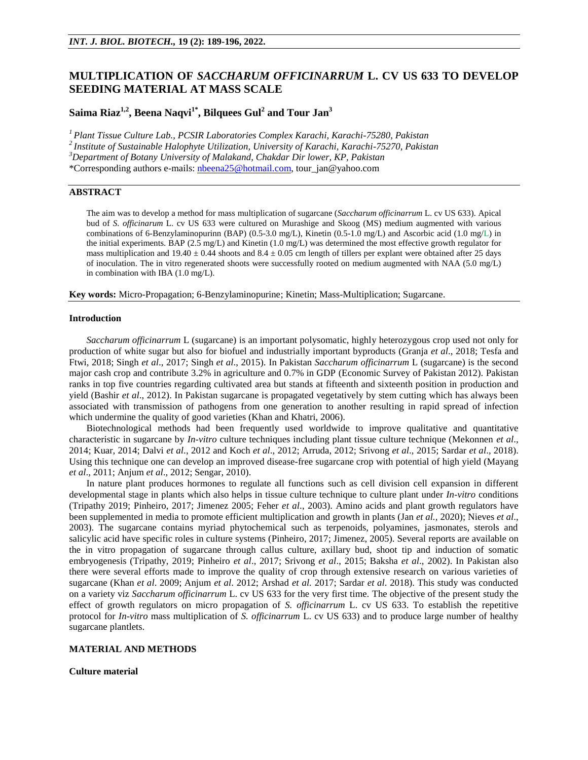# MULTIPLICATION OF *SACCHARUM OFFICINARRUM* L. CV US 633 TO DEVELOP SEEDING MATERIAL AT MASS SCALE

**Saima Riaz[1,2], Beena Naqvi[1*], Bilquees Gul[2] and Tour Jan[3]**

*[1] Plant Tissue Culture Lab., PCSIR Laboratories Complex Karachi, Karachi-75280, Pakistan*
*[2] Institute of Sustainable Halophyte Utilization, University of Karachi, Karachi-75270, Pakistan*
*[3] Department of Botany University of Malakand, Chakdar Dir lower, KP, Pakistan*
*Corresponding authors e-mails: nbeena25@hotmail.com, tour_jan@yahoo.com

## ABSTRACT

The aim was to develop a method for mass multiplication of sugarcane (*Saccharum officinarrum* L. cv US 633). Apical bud of *S. officinarum* L. cv US 633 were cultured on Murashige and Skoog (MS) medium augmented with various combinations of 6-Benzylaminopurinn (BAP) (0.5-3.0 mg/L), Kinetin (0.5-1.0 mg/L) and Ascorbic acid (1.0 mg/L) in the initial experiments. BAP (2.5 mg/L) and Kinetin (1.0 mg/L) was determined the most effective growth regulator for mass multiplication and 19.40 ± 0.44 shoots and 8.4 ± 0.05 cm length of tillers per explant were obtained after 25 days of inoculation. The in vitro regenerated shoots were successfully rooted on medium augmented with NAA (5.0 mg/L) in combination with IBA (1.0 mg/L).

**Key words:** Micro-Propagation; 6-Benzylaminopurine; Kinetin; Mass-Multiplication; Sugarcane.

### Introduction

*Saccharum officinarrum* L (sugarcane) is an important polysomatic, highly heterozygous crop used not only for production of white sugar but also for biofuel and industrially important byproducts (Granja *et al*., 2018; Tesfa and Ftwi, 2018; Singh *et al*., 2017; Singh *et al*., 2015). In Pakistan *Saccharum officinarrum* L (sugarcane) is the second major cash crop and contribute 3.2% in agriculture and 0.7% in GDP (Economic Survey of Pakistan 2012). Pakistan ranks in top five countries regarding cultivated area but stands at fifteenth and sixteenth position in production and yield (Bashir *et al*., 2012). In Pakistan sugarcane is propagated vegetatively by stem cutting which has always been associated with transmission of pathogens from one generation to another resulting in rapid spread of infection which undermine the quality of good varieties (Khan and Khatri, 2006).

Biotechnological methods had been frequently used worldwide to improve qualitative and quantitative characteristic in sugarcane by *In-vitro* culture techniques including plant tissue culture technique (Mekonnen *et al*., 2014; Kuar, 2014; Dalvi *et al*., 2012 and Koch *et al*., 2012; Arruda, 2012; Srivong *et al*., 2015; Sardar *et al*., 2018). Using this technique one can develop an improved disease-free sugarcane crop with potential of high yield (Mayang *et al*., 2011; Anjum *et al*., 2012; Sengar, 2010).

In nature plant produces hormones to regulate all functions such as cell division cell expansion in different developmental stage in plants which also helps in tissue culture technique to culture plant under *In-vitro* conditions (Tripathy 2019; Pinheiro, 2017; Jimenez 2005; Feher *et al*., 2003). Amino acids and plant growth regulators have been supplemented in media to promote efficient multiplication and growth in plants (Jan *et al.,* 2020); Nieves *et al*., 2003). The sugarcane contains myriad phytochemical such as terpenoids, polyamines, jasmonates, sterols and salicylic acid have specific roles in culture systems (Pinheiro, 2017; Jimenez, 2005). Several reports are available on the in vitro propagation of sugarcane through callus culture, axillary bud, shoot tip and induction of somatic embryogenesis (Tripathy, 2019; Pinheiro *et al*., 2017; Srivong *et al*., 2015; Baksha *et al*., 2002). In Pakistan also there were several efforts made to improve the quality of crop through extensive research on various varieties of sugarcane (Khan *et al*. 2009; Anjum *et al*. 2012; Arshad *et al.* 2017; Sardar *et al*. 2018). This study was conducted on a variety viz *Saccharum officinarrum* L. cv US 633 for the very first time. The objective of the present study the effect of growth regulators on micro propagation of *S. officinarrum* L. cv US 633. To establish the repetitive protocol for *In-vitro* mass multiplication of *S. officinarrum* L. cv US 633) and to produce large number of healthy sugarcane plantlets.

### MATERIAL AND METHODS

**Culture material**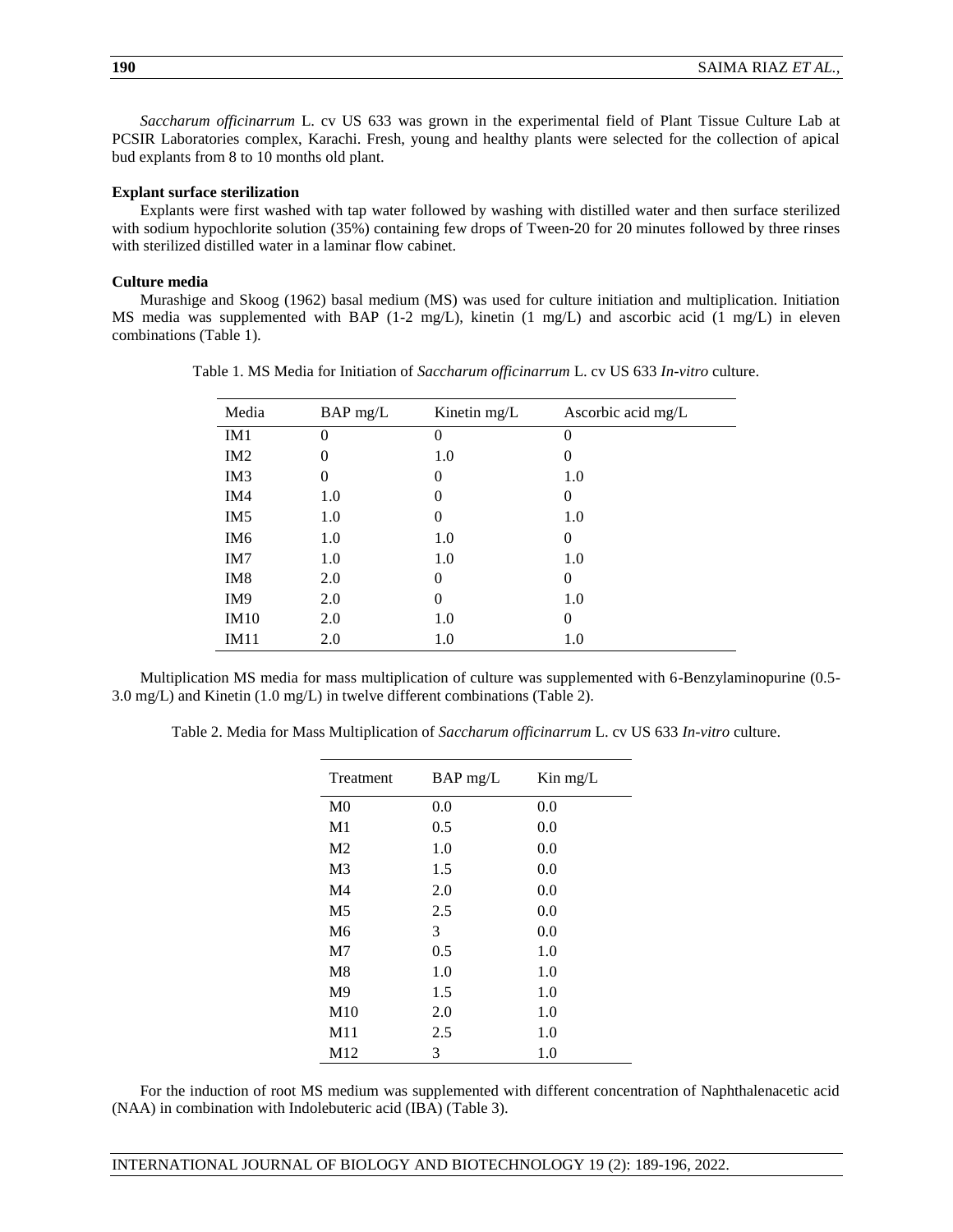*Saccharum officinarrum* L. cv US 633 was grown in the experimental field of Plant Tissue Culture Lab at PCSIR Laboratories complex, Karachi. Fresh, young and healthy plants were selected for the collection of apical bud explants from 8 to 10 months old plant.

**Explant surface sterilization**

Explants were first washed with tap water followed by washing with distilled water and then surface sterilized with sodium hypochlorite solution (35%) containing few drops of Tween-20 for 20 minutes followed by three rinses with sterilized distilled water in a laminar flow cabinet.

**Culture media**

Murashige and Skoog (1962) basal medium (MS) was used for culture initiation and multiplication. Initiation MS media was supplemented with BAP (1-2 mg/L), kinetin (1 mg/L) and ascorbic acid (1 mg/L) in eleven combinations (Table 1).

Table 1. MS Media for Initiation of *Saccharum officinarrum* L. cv US 633 *In-vitro* culture.

| Media | BAP mg/L | Kinetin mg/L | Ascorbic acid mg/L |
|---|---|---|---|
| IM1 | 0 | 0 | 0 |
| IM2 | 0 | 1.0 | 0 |
| IM3 | 0 | 0 | 1.0 |
| IM4 | 1.0 | 0 | 0 |
| IM5 | 1.0 | 0 | 1.0 |
| IM6 | 1.0 | 1.0 | 0 |
| IM7 | 1.0 | 1.0 | 1.0 |
| IM8 | 2.0 | 0 | 0 |
| IM9 | 2.0 | 0 | 1.0 |
| IM10 | 2.0 | 1.0 | 0 |
| IM11 | 2.0 | 1.0 | 1.0 |

Multiplication MS media for mass multiplication of culture was supplemented with 6-Benzylaminopurine (0.5-3.0 mg/L) and Kinetin (1.0 mg/L) in twelve different combinations (Table 2).

Table 2. Media for Mass Multiplication of *Saccharum officinarrum* L. cv US 633 *In-vitro* culture.

| Treatment | BAP mg/L | Kin mg/L |
|---|---|---|
| M0 | 0.0 | 0.0 |
| M1 | 0.5 | 0.0 |
| M2 | 1.0 | 0.0 |
| M3 | 1.5 | 0.0 |
| M4 | 2.0 | 0.0 |
| M5 | 2.5 | 0.0 |
| M6 | 3 | 0.0 |
| M7 | 0.5 | 1.0 |
| M8 | 1.0 | 1.0 |
| M9 | 1.5 | 1.0 |
| M10 | 2.0 | 1.0 |
| M11 | 2.5 | 1.0 |
| M12 | 3 | 1.0 |

For the induction of root MS medium was supplemented with different concentration of Naphthalenacetic acid (NAA) in combination with Indolebuteric acid (IBA) (Table 3).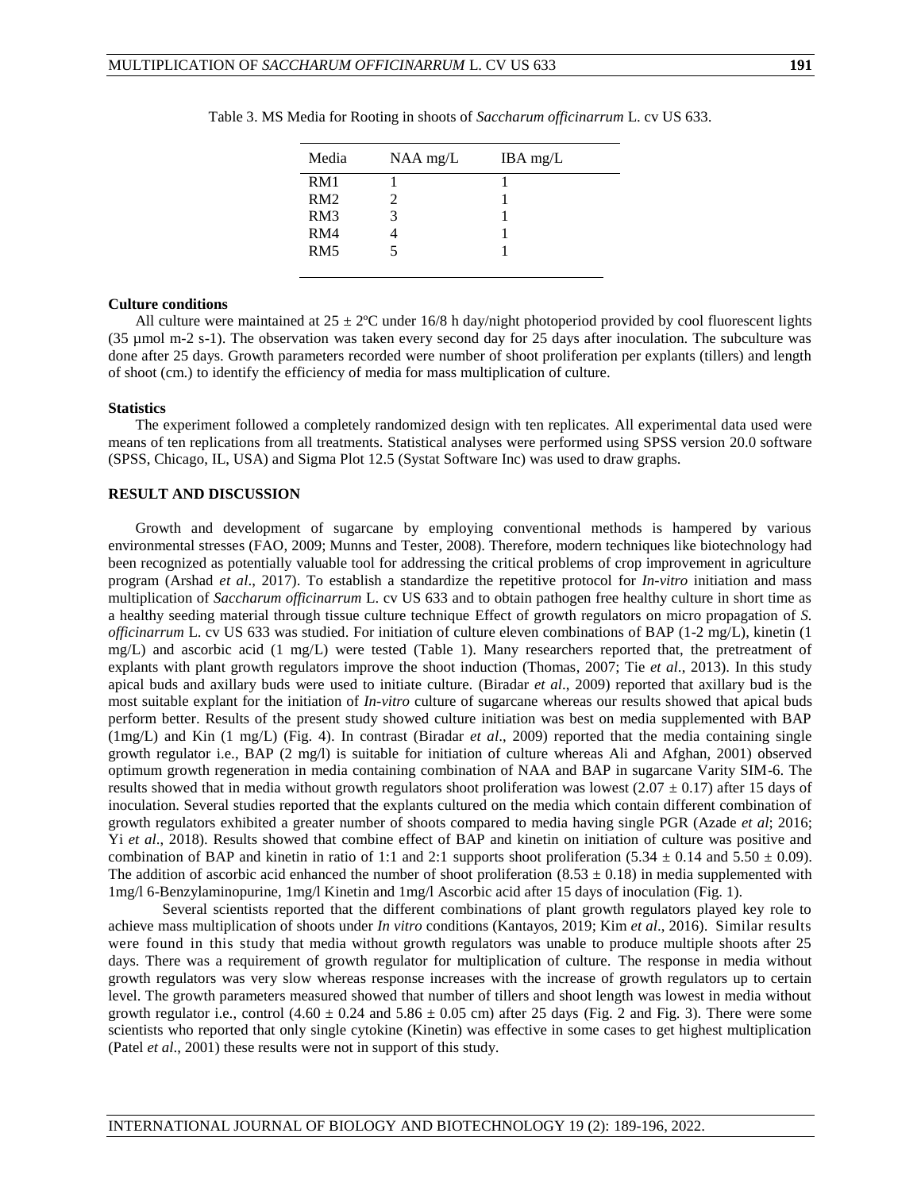Table 3. MS Media for Rooting in shoots of *Saccharum officinarrum* L. cv US 633.

| Media | NAA mg/L | IBA mg/L |
|---|---|---|
| RM1 | 1 | 1 |
| RM2 | 2 | 1 |
| RM3 | 3 | 1 |
| RM4 | 4 | 1 |
| RM5 | 5 | 1 |

**Culture conditions**

All culture were maintained at 25 ± 2ºC under 16/8 h day/night photoperiod provided by cool fluorescent lights (35 µmol m-2 s-1). The observation was taken every second day for 25 days after inoculation. The subculture was done after 25 days. Growth parameters recorded were number of shoot proliferation per explants (tillers) and length of shoot (cm.) to identify the efficiency of media for mass multiplication of culture.

**Statistics**

The experiment followed a completely randomized design with ten replicates. All experimental data used were means of ten replications from all treatments. Statistical analyses were performed using SPSS version 20.0 software (SPSS, Chicago, IL, USA) and Sigma Plot 12.5 (Systat Software Inc) was used to draw graphs.

## RESULT AND DISCUSSION

Growth and development of sugarcane by employing conventional methods is hampered by various environmental stresses (FAO, 2009; Munns and Tester, 2008). Therefore, modern techniques like biotechnology had been recognized as potentially valuable tool for addressing the critical problems of crop improvement in agriculture program (Arshad *et al*., 2017). To establish a standardize the repetitive protocol for *In-vitro* initiation and mass multiplication of *Saccharum officinarrum* L. cv US 633 and to obtain pathogen free healthy culture in short time as a healthy seeding material through tissue culture technique Effect of growth regulators on micro propagation of *S. officinarrum* L. cv US 633 was studied. For initiation of culture eleven combinations of BAP (1-2 mg/L), kinetin (1 mg/L) and ascorbic acid (1 mg/L) were tested (Table 1). Many researchers reported that, the pretreatment of explants with plant growth regulators improve the shoot induction (Thomas, 2007; Tie *et al*., 2013). In this study apical buds and axillary buds were used to initiate culture. (Biradar *et al*., 2009) reported that axillary bud is the most suitable explant for the initiation of *In-vitro* culture of sugarcane whereas our results showed that apical buds perform better. Results of the present study showed culture initiation was best on media supplemented with BAP (1mg/L) and Kin (1 mg/L) (Fig. 4). In contrast (Biradar *et al*., 2009) reported that the media containing single growth regulator i.e., BAP (2 mg/l) is suitable for initiation of culture whereas Ali and Afghan, 2001) observed optimum growth regeneration in media containing combination of NAA and BAP in sugarcane Varity SIM-6. The results showed that in media without growth regulators shoot proliferation was lowest (2.07 ± 0.17) after 15 days of inoculation. Several studies reported that the explants cultured on the media which contain different combination of growth regulators exhibited a greater number of shoots compared to media having single PGR (Azade *et al*; 2016; Yi *et al*., 2018). Results showed that combine effect of BAP and kinetin on initiation of culture was positive and combination of BAP and kinetin in ratio of 1:1 and 2:1 supports shoot proliferation (5.34 ± 0.14 and 5.50 ± 0.09). The addition of ascorbic acid enhanced the number of shoot proliferation (8.53 ± 0.18) in media supplemented with 1mg/l 6-Benzylaminopurine, 1mg/l Kinetin and 1mg/l Ascorbic acid after 15 days of inoculation (Fig. 1).

Several scientists reported that the different combinations of plant growth regulators played key role to achieve mass multiplication of shoots under *In vitro* conditions (Kantayos, 2019; Kim *et al*., 2016). Similar results were found in this study that media without growth regulators was unable to produce multiple shoots after 25 days. There was a requirement of growth regulator for multiplication of culture. The response in media without growth regulators was very slow whereas response increases with the increase of growth regulators up to certain level. The growth parameters measured showed that number of tillers and shoot length was lowest in media without growth regulator i.e., control (4.60 ± 0.24 and 5.86 ± 0.05 cm) after 25 days (Fig. 2 and Fig. 3). There were some scientists who reported that only single cytokine (Kinetin) was effective in some cases to get highest multiplication (Patel *et al*., 2001) these results were not in support of this study.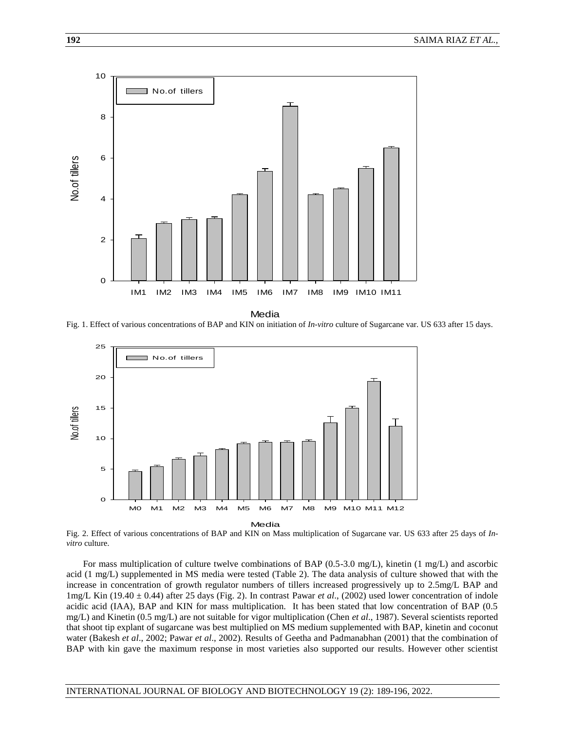Fig. 1. Effect of various concentrations of BAP and KIN on initiation of *In-vitro* culture of Sugarcane var. US 633 after 15 days.

Fig. 2. Effect of various concentrations of BAP and KIN on Mass multiplication of Sugarcane var. US 633 after 25 days of *In-vitro* culture.

For mass multiplication of culture twelve combinations of BAP (0.5-3.0 mg/L), kinetin (1 mg/L) and ascorbic acid (1 mg/L) supplemented in MS media were tested (Table 2). The data analysis of culture showed that with the increase in concentration of growth regulator numbers of tillers increased progressively up to 2.5mg/L BAP and 1mg/L Kin (19.40 ± 0.44) after 25 days (Fig. 2). In contrast Pawar *et al*., (2002) used lower concentration of indole acidic acid (IAA), BAP and KIN for mass multiplication. It has been stated that low concentration of BAP (0.5 mg/L) and Kinetin (0.5 mg/L) are not suitable for vigor multiplication (Chen *et al*., 1987). Several scientists reported that shoot tip explant of sugarcane was best multiplied on MS medium supplemented with BAP, kinetin and coconut water (Bakesh *et al*., 2002; Pawar *et al*., 2002). Results of Geetha and Padmanabhan (2001) that the combination of BAP with kin gave the maximum response in most varieties also supported our results. However other scientist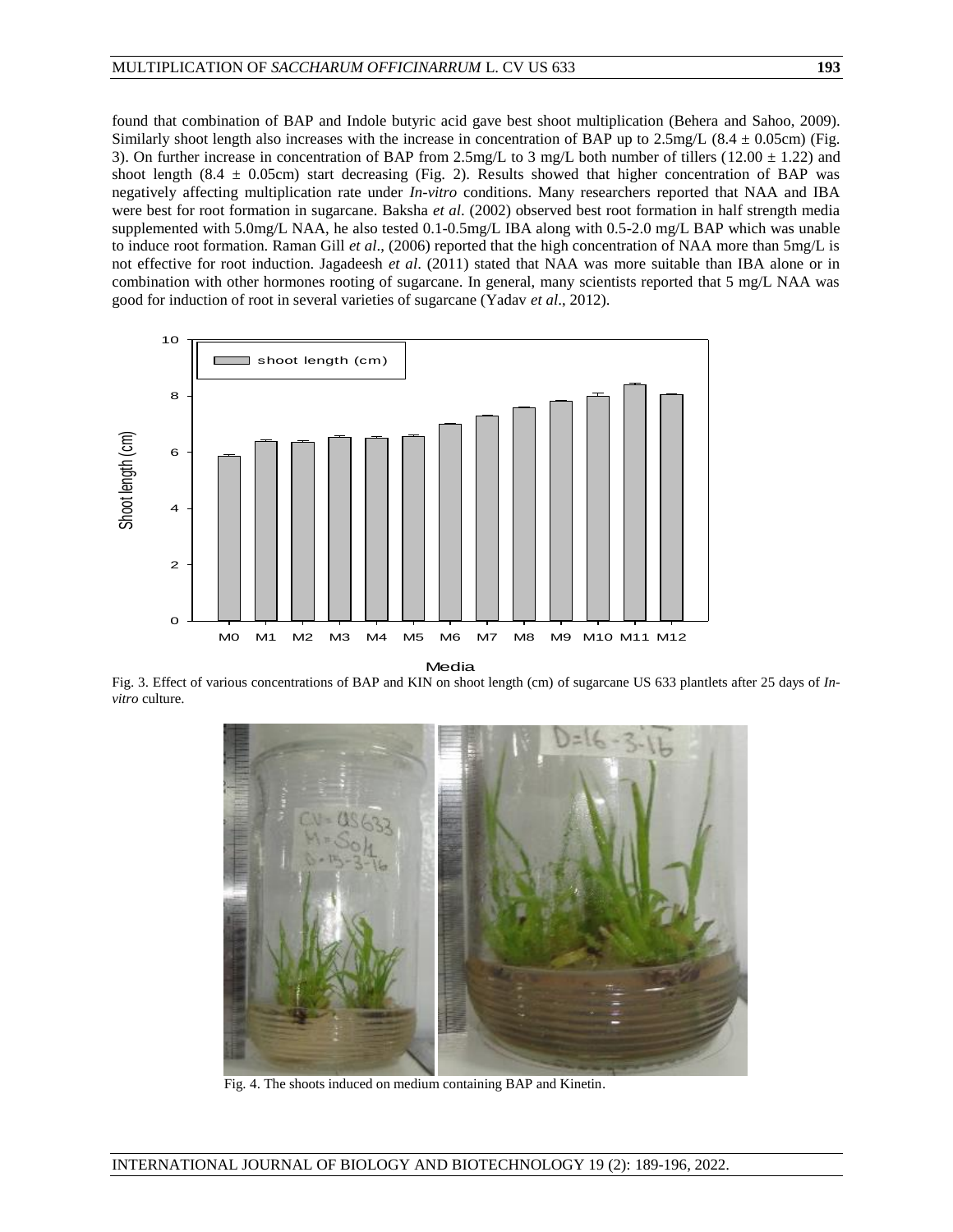found that combination of BAP and Indole butyric acid gave best shoot multiplication (Behera and Sahoo, 2009). Similarly shoot length also increases with the increase in concentration of BAP up to 2.5mg/L (8.4 ± 0.05cm) (Fig. 3). On further increase in concentration of BAP from 2.5mg/L to 3 mg/L both number of tillers (12.00 ± 1.22) and shoot length (8.4 ± 0.05cm) start decreasing (Fig. 2). Results showed that higher concentration of BAP was negatively affecting multiplication rate under *In-vitro* conditions. Many researchers reported that NAA and IBA were best for root formation in sugarcane. Baksha *et al*. (2002) observed best root formation in half strength media supplemented with 5.0mg/L NAA, he also tested 0.1-0.5mg/L IBA along with 0.5-2.0 mg/L BAP which was unable to induce root formation. Raman Gill *et al*., (2006) reported that the high concentration of NAA more than 5mg/L is not effective for root induction. Jagadeesh *et al*. (2011) stated that NAA was more suitable than IBA alone or in combination with other hormones rooting of sugarcane. In general, many scientists reported that 5 mg/L NAA was good for induction of root in several varieties of sugarcane (Yadav *et al*., 2012).

Fig. 3. Effect of various concentrations of BAP and KIN on shoot length (cm) of sugarcane US 633 plantlets after 25 days of *In-vitro* culture.

Fig. 4. The shoots induced on medium containing BAP and Kinetin.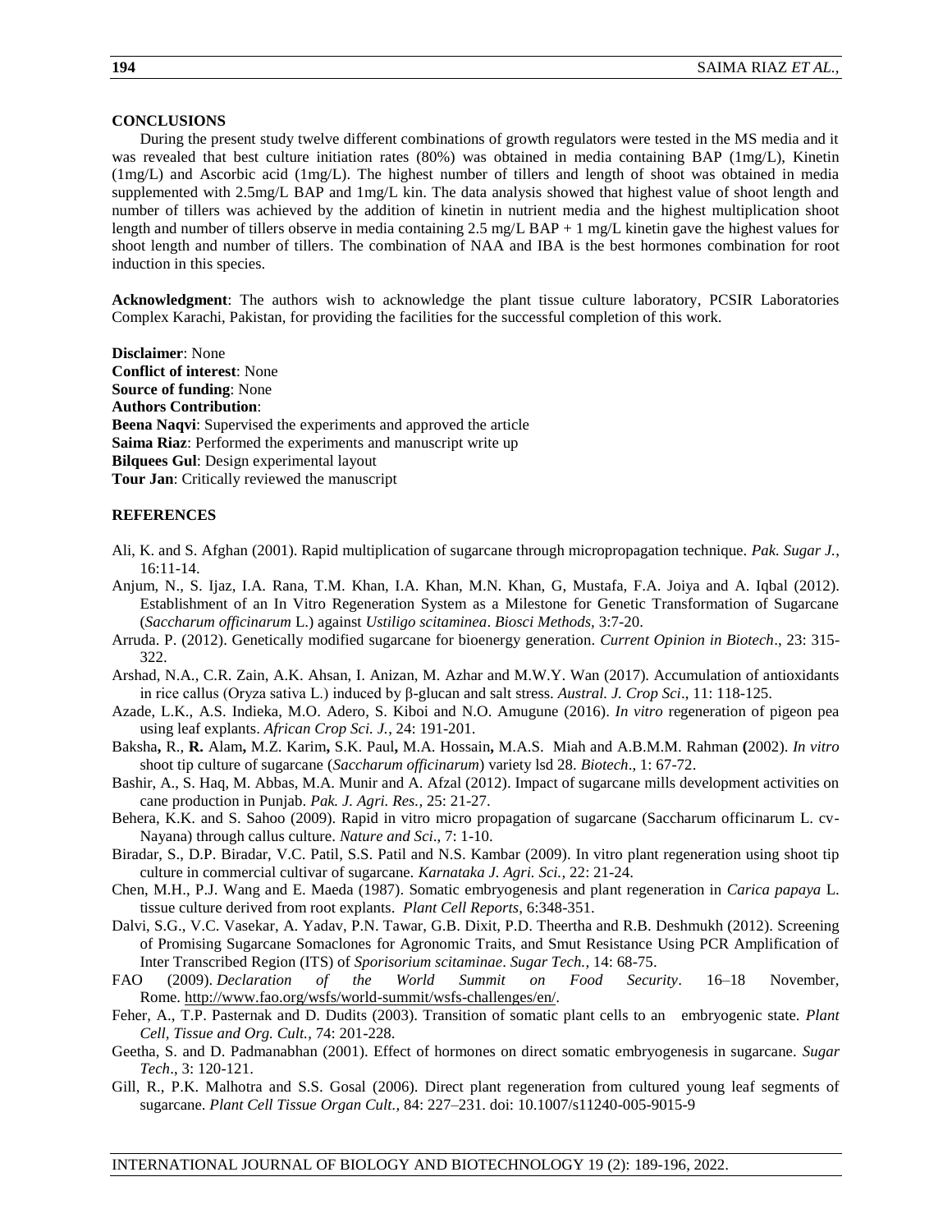## CONCLUSIONS

During the present study twelve different combinations of growth regulators were tested in the MS media and it was revealed that best culture initiation rates (80%) was obtained in media containing BAP (1mg/L), Kinetin (1mg/L) and Ascorbic acid (1mg/L). The highest number of tillers and length of shoot was obtained in media supplemented with 2.5mg/L BAP and 1mg/L kin. The data analysis showed that highest value of shoot length and number of tillers was achieved by the addition of kinetin in nutrient media and the highest multiplication shoot length and number of tillers observe in media containing 2.5 mg/L BAP + 1 mg/L kinetin gave the highest values for shoot length and number of tillers. The combination of NAA and IBA is the best hormones combination for root induction in this species.

**Acknowledgment**: The authors wish to acknowledge the plant tissue culture laboratory, PCSIR Laboratories Complex Karachi, Pakistan, for providing the facilities for the successful completion of this work.

**Disclaimer**: None
**Conflict of interest**: None
**Source of funding**: None
**Authors Contribution**:
**Beena Naqvi**: Supervised the experiments and approved the article
**Saima Riaz**: Performed the experiments and manuscript write up
**Bilquees Gul**: Design experimental layout
**Tour Jan**: Critically reviewed the manuscript

## REFERENCES

Ali, K. and S. Afghan (2001). Rapid multiplication of sugarcane through micropropagation technique. *Pak. Sugar J.*, 16:11-14.

Anjum, N., S. Ijaz, I.A. Rana, T.M. Khan, I.A. Khan, M.N. Khan, G, Mustafa, F.A. Joiya and A. Iqbal (2012). Establishment of an In Vitro Regeneration System as a Milestone for Genetic Transformation of Sugarcane (*Saccharum officinarum* L.) against *Ustiligo scitaminea*. *Biosci Methods,* 3:7-20.

Arruda. P. (2012). Genetically modified sugarcane for bioenergy generation. *Current Opinion in Biotech*., 23: 315-322.

Arshad, N.A., C.R. Zain, A.K. Ahsan, I. Anizan, M. Azhar and M.W.Y. Wan (2017). Accumulation of antioxidants in rice callus (Oryza sativa L.) induced by β-glucan and salt stress. *Austral. J. Crop Sci*., 11: 118-125.

Azade, L.K., A.S. Indieka, M.O. Adero, S. Kiboi and N.O. Amugune (2016). *In vitro* regeneration of pigeon pea using leaf explants. *African Crop Sci. J.*, 24: 191-201.

Baksha**,** R., **R.** Alam**,** M.Z. Karim**,** S.K. Paul**,** M.A. Hossain**,** M.A.S. Miah and A.B.M.M. Rahman **(**2002). *In vitro* shoot tip culture of sugarcane (*Saccharum officinarum*) variety lsd 28. *Biotech*., 1: 67-72.

Bashir, A., S. Haq, M. Abbas, M.A. Munir and A. Afzal (2012). Impact of sugarcane mills development activities on cane production in Punjab. *Pak. J. Agri. Res.,* 25: 21-27.

Behera, K.K. and S. Sahoo (2009). Rapid in vitro micro propagation of sugarcane (Saccharum officinarum L. cv-Nayana) through callus culture. *Nature and Sci*., 7: 1-10.

Biradar, S., D.P. Biradar, V.C. Patil, S.S. Patil and N.S. Kambar (2009). In vitro plant regeneration using shoot tip culture in commercial cultivar of sugarcane. *Karnataka J. Agri. Sci.,* 22: 21-24.

Chen, M.H., P.J. Wang and E. Maeda (1987). Somatic embryogenesis and plant regeneration in *Carica papaya* L. tissue culture derived from root explants. *Plant Cell Reports*, 6:348-351.

Dalvi, S.G., V.C. Vasekar, A. Yadav, P.N. Tawar, G.B. Dixit, P.D. Theertha and R.B. Deshmukh (2012). Screening of Promising Sugarcane Somaclones for Agronomic Traits, and Smut Resistance Using PCR Amplification of Inter Transcribed Region (ITS) of *Sporisorium scitaminae*. *Sugar Tech.,* 14: 68-75.

FAO (2009). *Declaration of the World Summit on Food Security*. 16–18 November, Rome. http://www.fao.org/wsfs/world-summit/wsfs-challenges/en/.

Feher, A., T.P. Pasternak and D. Dudits (2003). Transition of somatic plant cells to an embryogenic state. *Plant Cell, Tissue and Org. Cult.,* 74: 201-228.

Geetha, S. and D. Padmanabhan (2001). Effect of hormones on direct somatic embryogenesis in sugarcane. *Sugar Tech*., 3: 120-121.

Gill, R., P.K. Malhotra and S.S. Gosal (2006). Direct plant regeneration from cultured young leaf segments of sugarcane. *Plant Cell Tissue Organ Cult.,* 84: 227–231. doi: 10.1007/s11240-005-9015-9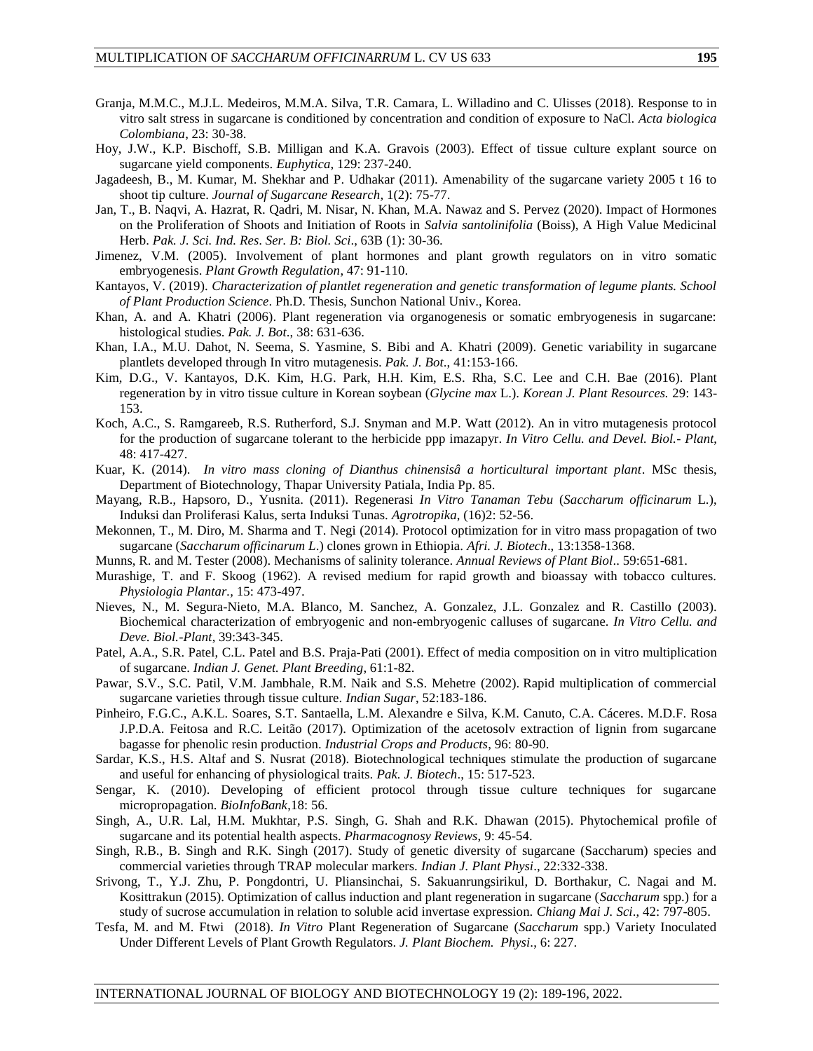Granja, M.M.C., M.J.L. Medeiros, M.M.A. Silva, T.R. Camara, L. Willadino and C. Ulisses (2018). Response to in vitro salt stress in sugarcane is conditioned by concentration and condition of exposure to NaCl. *Acta biologica Colombiana*, 23: 30-38.

Hoy, J.W., K.P. Bischoff, S.B. Milligan and K.A. Gravois (2003). Effect of tissue culture explant source on sugarcane yield components. *Euphytica*, 129: 237-240.

Jagadeesh, B., M. Kumar, M. Shekhar and P. Udhakar (2011). Amenability of the sugarcane variety 2005 t 16 to shoot tip culture. *Journal of Sugarcane Research,* 1(2): 75-77.

Jan, T., B. Naqvi, A. Hazrat, R. Qadri, M. Nisar, N. Khan, M.A. Nawaz and S. Pervez (2020). Impact of Hormones on the Proliferation of Shoots and Initiation of Roots in *Salvia santolinifolia* (Boiss), A High Value Medicinal Herb. *Pak. J. Sci. Ind. Res. Ser. B: Biol. Sci*., 63B (1): 30-36.

Jimenez, V.M. (2005). Involvement of plant hormones and plant growth regulators on in vitro somatic embryogenesis. *Plant Growth Regulation*, 47: 91-110.

Kantayos, V. (2019). *Characterization of plantlet regeneration and genetic transformation of legume plants. School of Plant Production Science*. Ph.D. Thesis, Sunchon National Univ., Korea.

Khan, A. and A. Khatri (2006). Plant regeneration via organogenesis or somatic embryogenesis in sugarcane: histological studies. *Pak. J. Bot*., 38: 631-636.

Khan, I.A., M.U. Dahot, N. Seema, S. Yasmine, S. Bibi and A. Khatri (2009). Genetic variability in sugarcane plantlets developed through In vitro mutagenesis. *Pak. J. Bot.,* 41:153-166.

Kim, D.G., V. Kantayos, D.K. Kim, H.G. Park, H.H. Kim, E.S. Rha, S.C. Lee and C.H. Bae (2016). Plant regeneration by in vitro tissue culture in Korean soybean (*Glycine max* L.). *Korean J. Plant Resources.* 29: 143-153.

Koch, A.C., S. Ramgareeb, R.S. Rutherford, S.J. Snyman and M.P. Watt (2012). An in vitro mutagenesis protocol for the production of sugarcane tolerant to the herbicide ppp imazapyr. *In Vitro Cellu. and Devel. Biol.- Plant*, 48: 417-427.

Kuar, K. (2014). *In vitro mass cloning of Dianthus chinensisâ a horticultural important plant*. MSc thesis, Department of Biotechnology, Thapar University Patiala, India Pp. 85.

Mayang, R.B., Hapsoro, D., Yusnita. (2011). Regenerasi *In Vitro Tanaman Tebu* (*Saccharum officinarum* L.), Induksi dan Proliferasi Kalus, serta Induksi Tunas. *Agrotropika,* (16)2: 52-56.

Mekonnen, T., M. Diro, M. Sharma and T. Negi (2014). Protocol optimization for in vitro mass propagation of two sugarcane (*Saccharum officinarum L*.) clones grown in Ethiopia. *Afri. J. Biotech*., 13:1358-1368.

Munns, R. and M. Tester (2008). Mechanisms of salinity tolerance. *Annual Reviews of Plant Biol*.. 59:651-681.

Murashige, T. and F. Skoog (1962). A revised medium for rapid growth and bioassay with tobacco cultures. *Physiologia Plantar.*, 15: 473-497.

Nieves, N., M. Segura-Nieto, M.A. Blanco, M. Sanchez, A. Gonzalez, J.L. Gonzalez and R. Castillo (2003). Biochemical characterization of embryogenic and non-embryogenic calluses of sugarcane. *In Vitro Cellu. and Deve. Biol.-Plant*, 39:343-345.

Patel, A.A., S.R. Patel, C.L. Patel and B.S. Praja-Pati (2001). Effect of media composition on in vitro multiplication of sugarcane. *Indian J. Genet. Plant Breeding*, 61:1-82.

Pawar, S.V., S.C. Patil, V.M. Jambhale, R.M. Naik and S.S. Mehetre (2002). Rapid multiplication of commercial sugarcane varieties through tissue culture. *Indian Sugar*, 52:183-186.

Pinheiro, F.G.C., A.K.L. Soares, S.T. Santaella, L.M. Alexandre e Silva, K.M. Canuto, C.A. Cáceres. M.D.F. Rosa J.P.D.A. Feitosa and R.C. Leitão (2017). Optimization of the acetosolv extraction of lignin from sugarcane bagasse for phenolic resin production. *Industrial Crops and Products*, 96: 80-90.

Sardar, K.S., H.S. Altaf and S. Nusrat (2018). Biotechnological techniques stimulate the production of sugarcane and useful for enhancing of physiological traits. *Pak. J. Biotech*., 15: 517-523.

Sengar, K. (2010). Developing of efficient protocol through tissue culture techniques for sugarcane micropropagation. *BioInfoBank*,18: 56.

Singh, A., U.R. Lal, H.M. Mukhtar, P.S. Singh, G. Shah and R.K. Dhawan (2015). Phytochemical profile of sugarcane and its potential health aspects. *Pharmacognosy Reviews*, 9: 45-54.

Singh, R.B., B. Singh and R.K. Singh (2017). Study of genetic diversity of sugarcane (Saccharum) species and commercial varieties through TRAP molecular markers. *Indian J. Plant Physi*., 22:332-338.

Srivong, T., Y.J. Zhu, P. Pongdontri, U. Pliansinchai, S. Sakuanrungsirikul, D. Borthakur, C. Nagai and M. Kosittrakun (2015). Optimization of callus induction and plant regeneration in sugarcane (*Saccharum* spp.) for a study of sucrose accumulation in relation to soluble acid invertase expression. *Chiang Mai J. Sci*., 42: 797-805.

Tesfa, M. and M. Ftwi (2018). *In Vitro* Plant Regeneration of Sugarcane (*Saccharum* spp.) Variety Inoculated Under Different Levels of Plant Growth Regulators. *J. Plant Biochem. Physi*., 6: 227.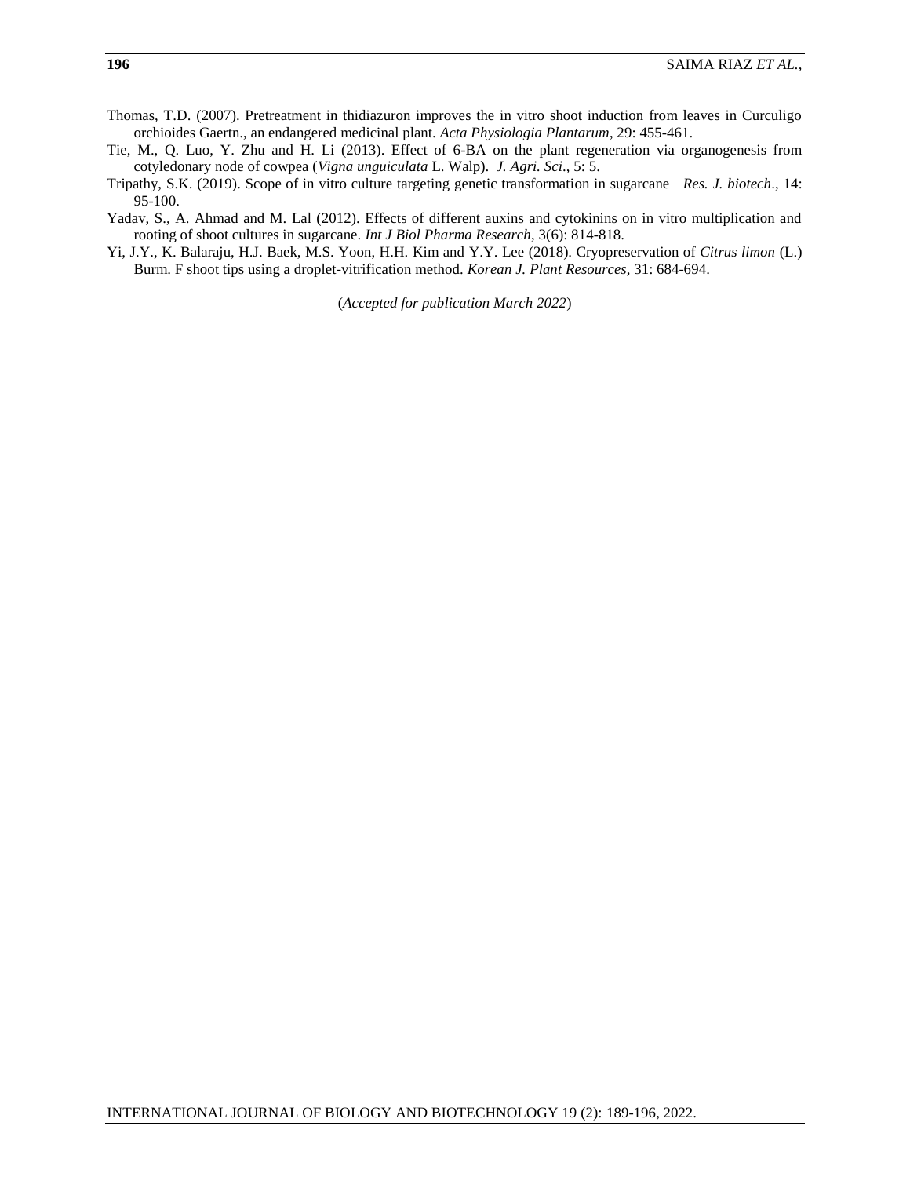Thomas, T.D. (2007). Pretreatment in thidiazuron improves the in vitro shoot induction from leaves in Curculigo orchioides Gaertn., an endangered medicinal plant. *Acta Physiologia Plantarum*, 29: 455-461.

Tie, M., Q. Luo, Y. Zhu and H. Li (2013). Effect of 6-BA on the plant regeneration via organogenesis from cotyledonary node of cowpea (*Vigna unguiculata* L. Walp). *J. Agri. Sci*., 5: 5.

Tripathy, S.K. (2019). Scope of in vitro culture targeting genetic transformation in sugarcane *Res. J. biotech*., 14: 95-100.

Yadav, S., A. Ahmad and M. Lal (2012). Effects of different auxins and cytokinins on in vitro multiplication and rooting of shoot cultures in sugarcane. *Int J Biol Pharma Research*, 3(6): 814-818.

Yi, J.Y., K. Balaraju, H.J. Baek, M.S. Yoon, H.H. Kim and Y.Y. Lee (2018). Cryopreservation of *Citrus limon* (L.) Burm. F shoot tips using a droplet-vitrification method. *Korean J. Plant Resources*, 31: 684-694.

(*Accepted for publication March 2022*)